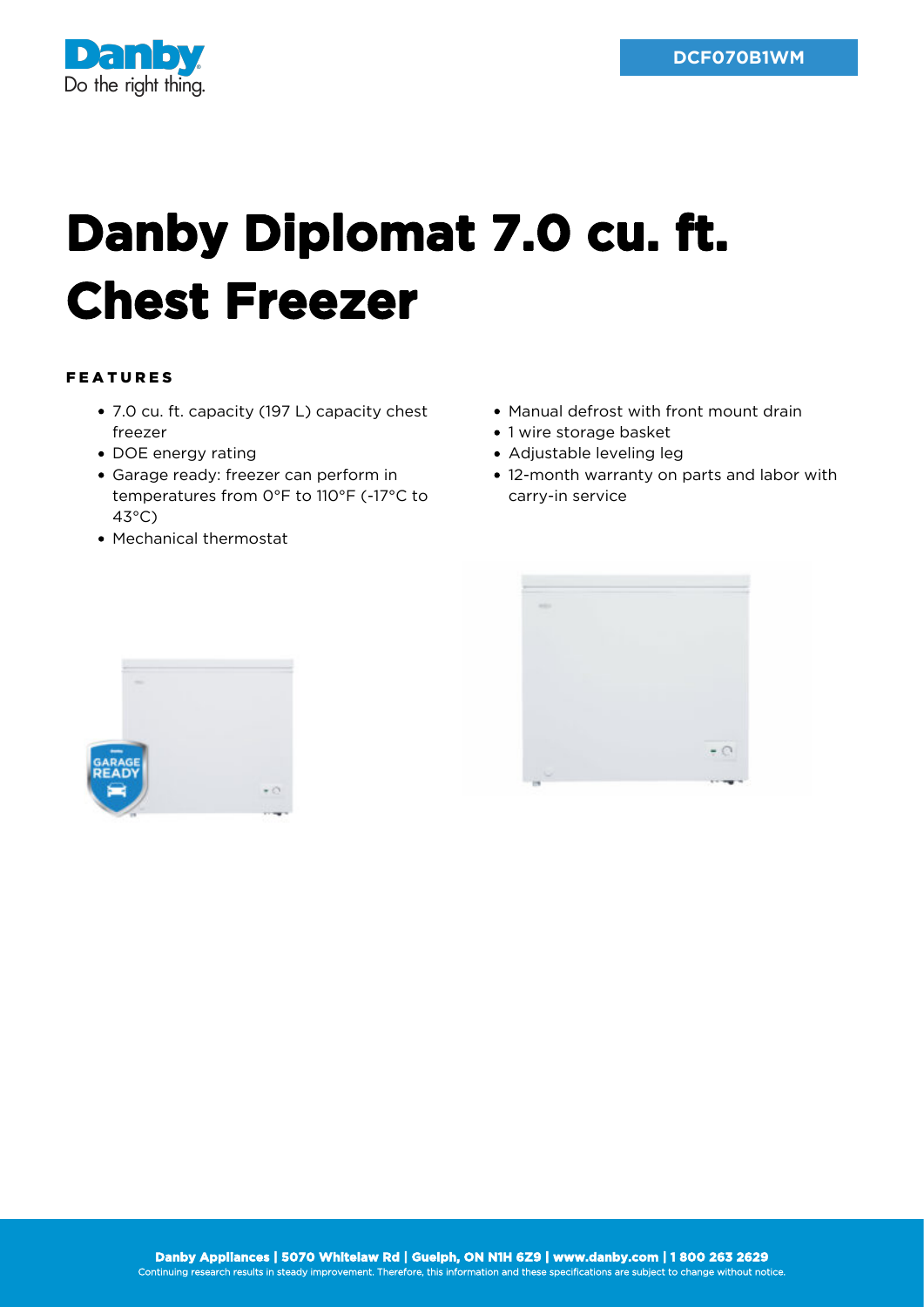DCF070B1WM

# Danby Diplomat 7.0 cu. ft. Chest Freezer

## FEATURES

- 7.0 cu. ft. capacity (197 L) capacity chest freezer
- DOE energy rating
- Garage ready: freezer can perform in temperatures from 0°F to 110°F (-17°C to 43°C)
- Mechanical thermostat
- Manual defrost with front mount drain
- 1 wire storage basket
- Adjustable leveling leg
- 12-month warranty on parts and labor with carry-in service

**Danby Appliances | 5070 Whitelaw Rd | Guelph, ON N1H 6Z9 | www.danby.com | 1 800 263 2629**
Continuing research results in steady improvement. Therefore, this information and these specifications are subject to change without notice.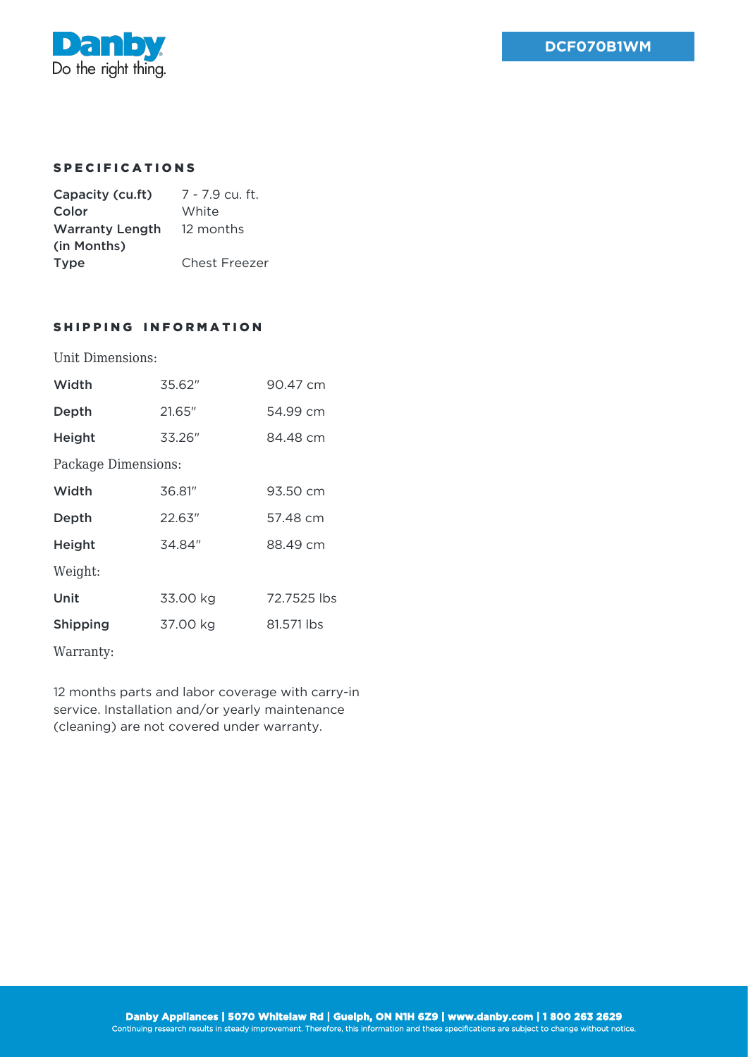Danby
Do the right thing.

**DCF070B1WM**

## SPECIFICATIONS

| | |
|---|---|
| **Capacity (cu.ft)** | 7 - 7.9 cu. ft. |
| **Color** | White |
| **Warranty Length (in Months)** | 12 months |
| **Type** | Chest Freezer |

## SHIPPING INFORMATION

Unit Dimensions:

| | | |
|---|---|---|
| **Width** | 35.62" | 90.47 cm |
| **Depth** | 21.65" | 54.99 cm |
| **Height** | 33.26" | 84.48 cm |

Package Dimensions:

| | | |
|---|---|---|
| **Width** | 36.81" | 93.50 cm |
| **Depth** | 22.63" | 57.48 cm |
| **Height** | 34.84" | 88.49 cm |

Weight:

| | | |
|---|---|---|
| **Unit** | 33.00 kg | 72.7525 lbs |
| **Shipping** | 37.00 kg | 81.571 lbs |

Warranty:

12 months parts and labor coverage with carry-in service. Installation and/or yearly maintenance (cleaning) are not covered under warranty.

**Danby Appliances | 5070 Whitelaw Rd | Guelph, ON N1H 6Z9 | www.danby.com | 1 800 263 2629**
Continuing research results in steady improvement. Therefore, this information and these specifications are subject to change without notice.